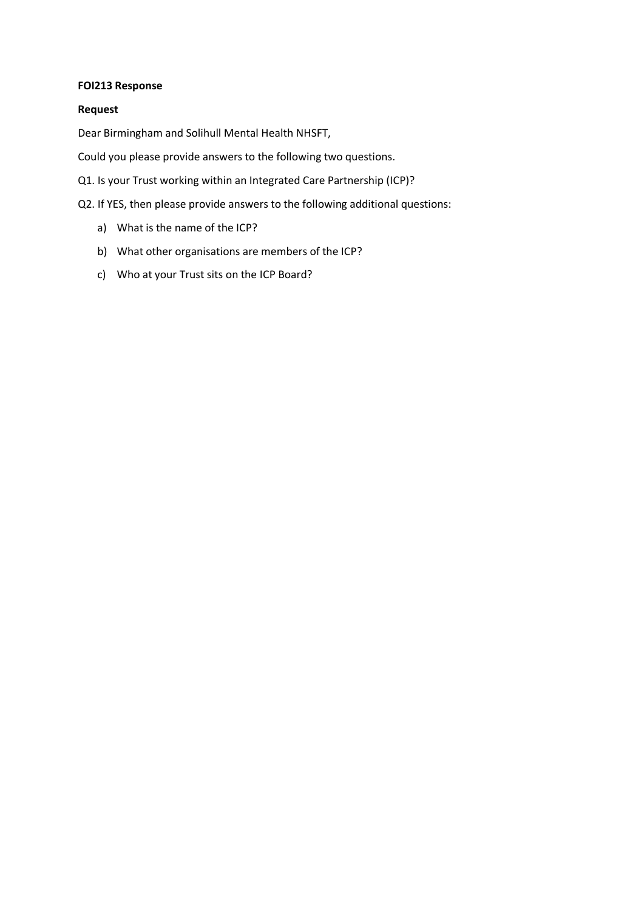**FOI213 Response**

**Request**

Dear Birmingham and Solihull Mental Health NHSFT,

Could you please provide answers to the following two questions.

Q1. Is your Trust working within an Integrated Care Partnership (ICP)?

Q2. If YES, then please provide answers to the following additional questions:

a) What is the name of the ICP?

b) What other organisations are members of the ICP?

c) Who at your Trust sits on the ICP Board?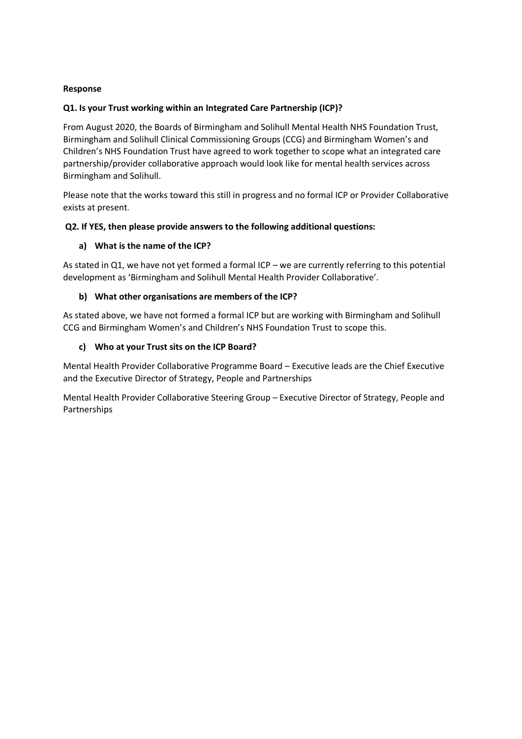**Response**

**Q1. Is your Trust working within an Integrated Care Partnership (ICP)?**

From August 2020, the Boards of Birmingham and Solihull Mental Health NHS Foundation Trust, Birmingham and Solihull Clinical Commissioning Groups (CCG) and Birmingham Women's and Children's NHS Foundation Trust have agreed to work together to scope what an integrated care partnership/provider collaborative approach would look like for mental health services across Birmingham and Solihull.

Please note that the works toward this still in progress and no formal ICP or Provider Collaborative exists at present.

**Q2. If YES, then please provide answers to the following additional questions:**

**a) What is the name of the ICP?**

As stated in Q1, we have not yet formed a formal ICP – we are currently referring to this potential development as 'Birmingham and Solihull Mental Health Provider Collaborative'.

**b) What other organisations are members of the ICP?**

As stated above, we have not formed a formal ICP but are working with Birmingham and Solihull CCG and Birmingham Women's and Children's NHS Foundation Trust to scope this.

**c) Who at your Trust sits on the ICP Board?**

Mental Health Provider Collaborative Programme Board – Executive leads are the Chief Executive and the Executive Director of Strategy, People and Partnerships

Mental Health Provider Collaborative Steering Group – Executive Director of Strategy, People and Partnerships